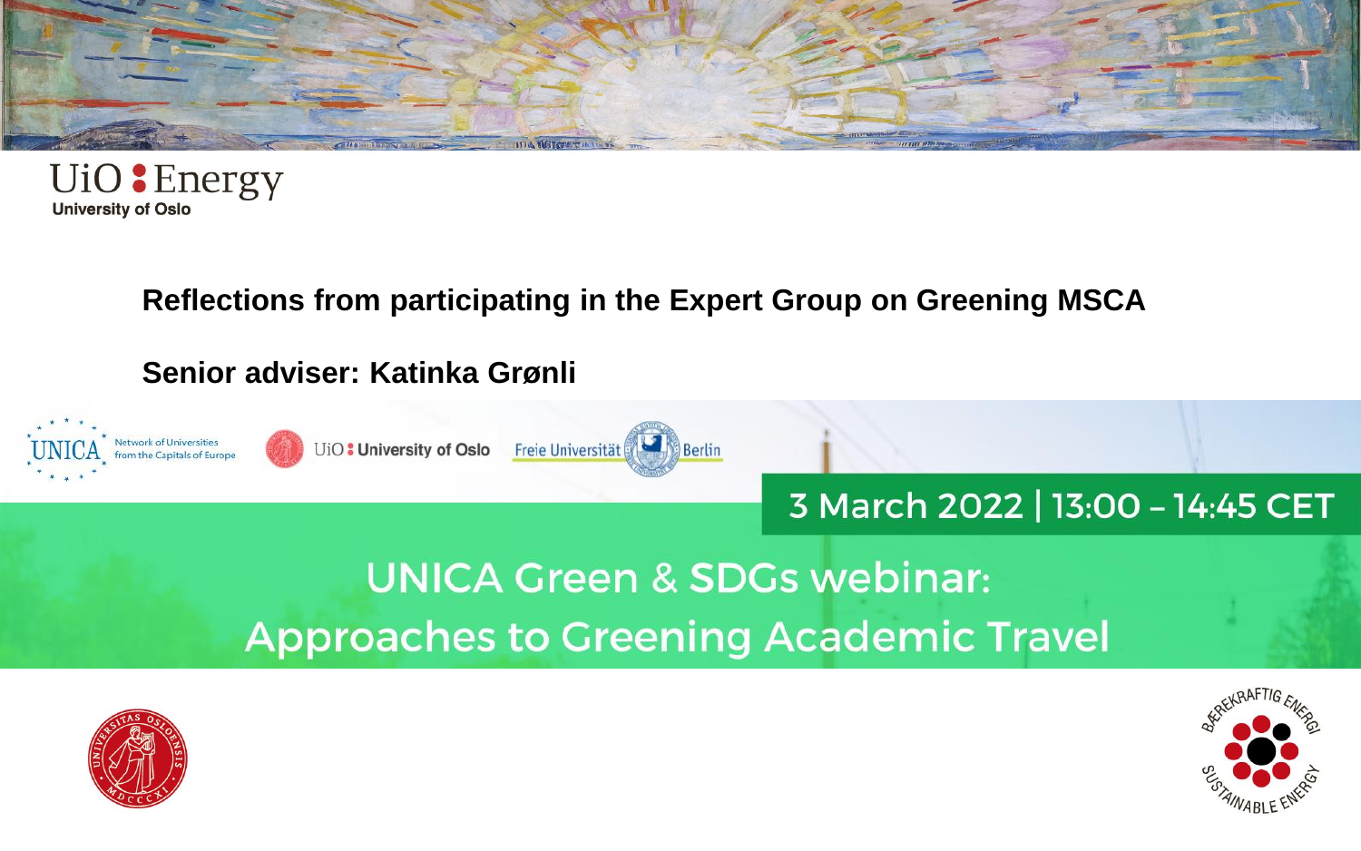UiO : Energy

University of Oslo

# Reflections from participating in the Expert Group on Greening MSCA

**Senior adviser: Katinka Grønli**

UNICA Network of Universities from the Capitals of Europe | UiO : University of Oslo | Freie Universität Berlin

3 March 2022 | 13:00 – 14:45 CET

## UNICA Green & SDGs webinar: Approaches to Greening Academic Travel

BÆREKRAFTIG ENERGI – SUSTAINABLE ENERGY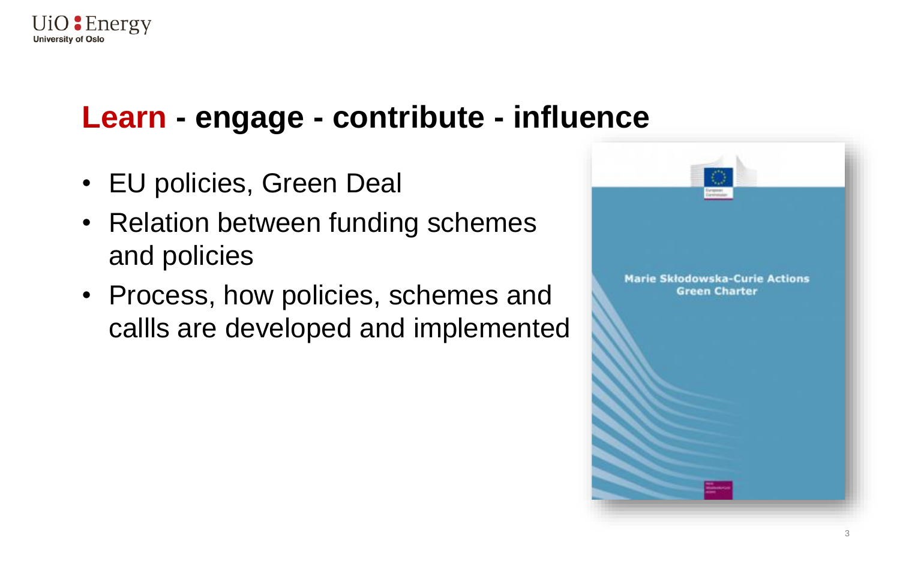# **Learn** - engage - contribute - influence

- EU policies, Green Deal
- Relation between funding schemes and policies
- Process, how policies, schemes and callls are developed and implemented

Marie Skłodowska-Curie Actions Green Charter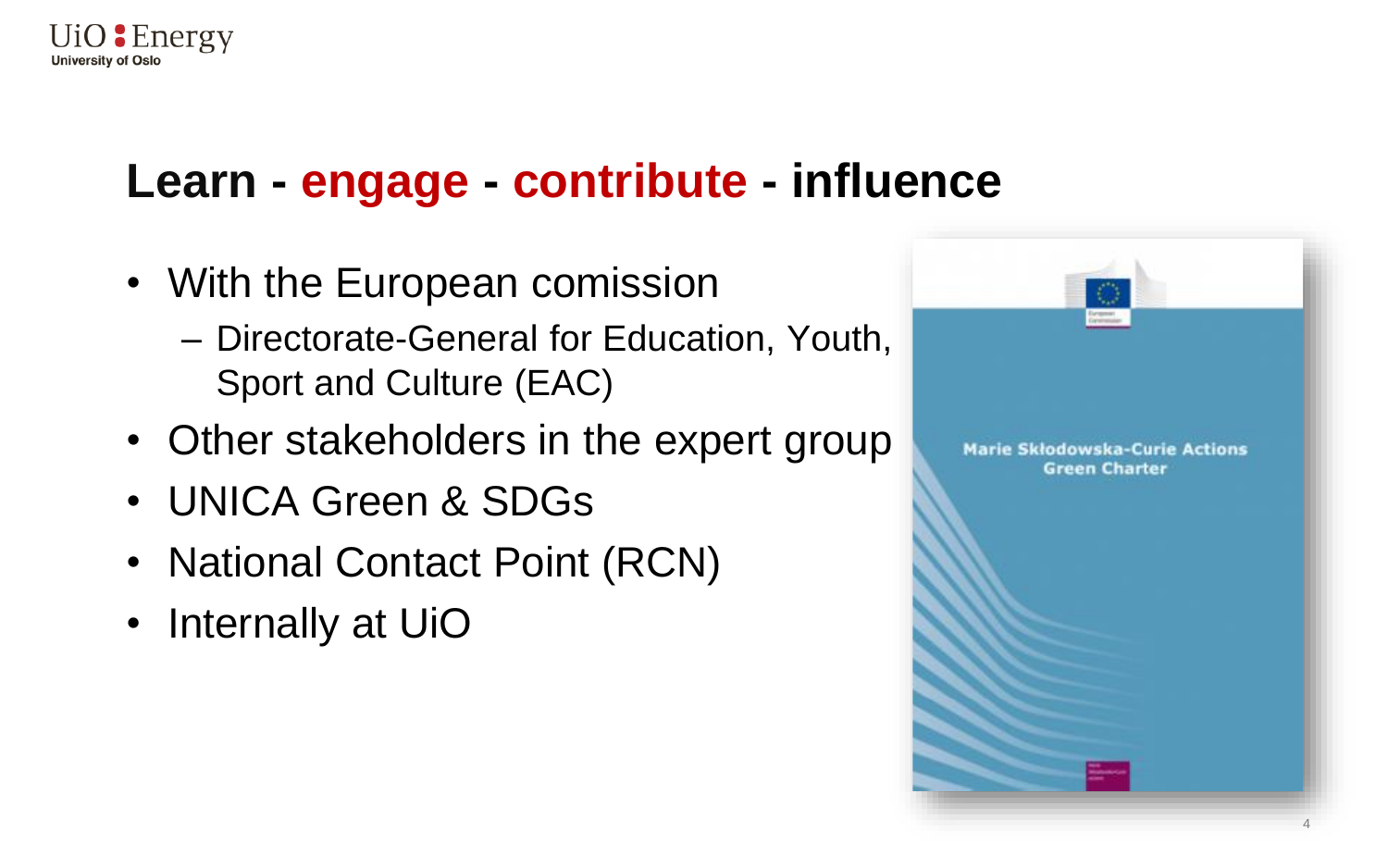# Learn - engage - contribute - influence

- With the European comission
  - Directorate-General for Education, Youth, Sport and Culture (EAC)
- Other stakeholders in the expert group
- UNICA Green & SDGs
- National Contact Point (RCN)
- Internally at UiO

Marie Skłodowska-Curie Actions Green Charter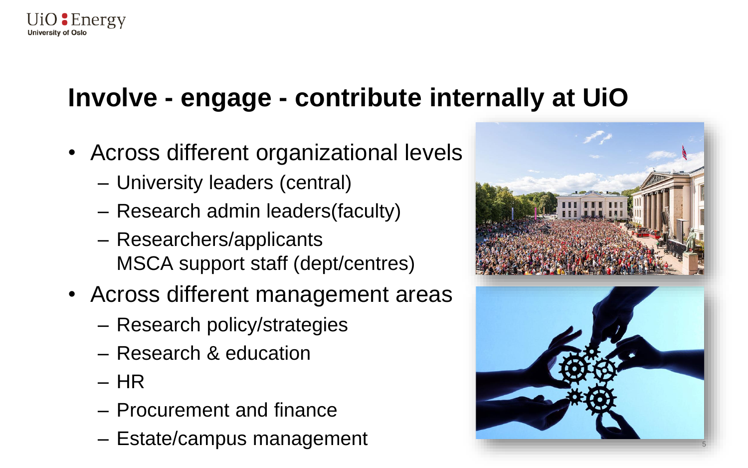# Involve - engage - contribute internally at UiO

- Across different organizational levels
  - University leaders (central)
  - Research admin leaders(faculty)
  - Researchers/applicants
    MSCA support staff (dept/centres)
- Across different management areas
  - Research policy/strategies
  - Research & education
  - HR
  - Procurement and finance
  - Estate/campus management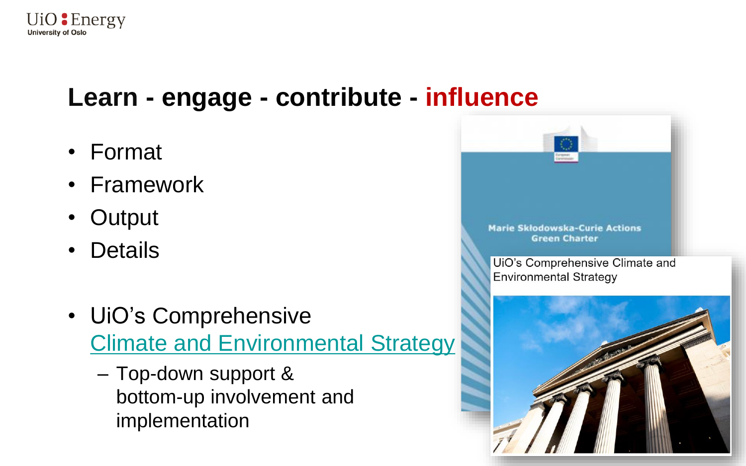## Learn - engage - contribute - influence

- Format
- Framework
- Output
- Details

- UiO's Comprehensive Climate and Environmental Strategy
  - Top-down support & bottom-up involvement and implementation

Marie Skłodowska-Curie Actions Green Charter

UiO's Comprehensive Climate and Environmental Strategy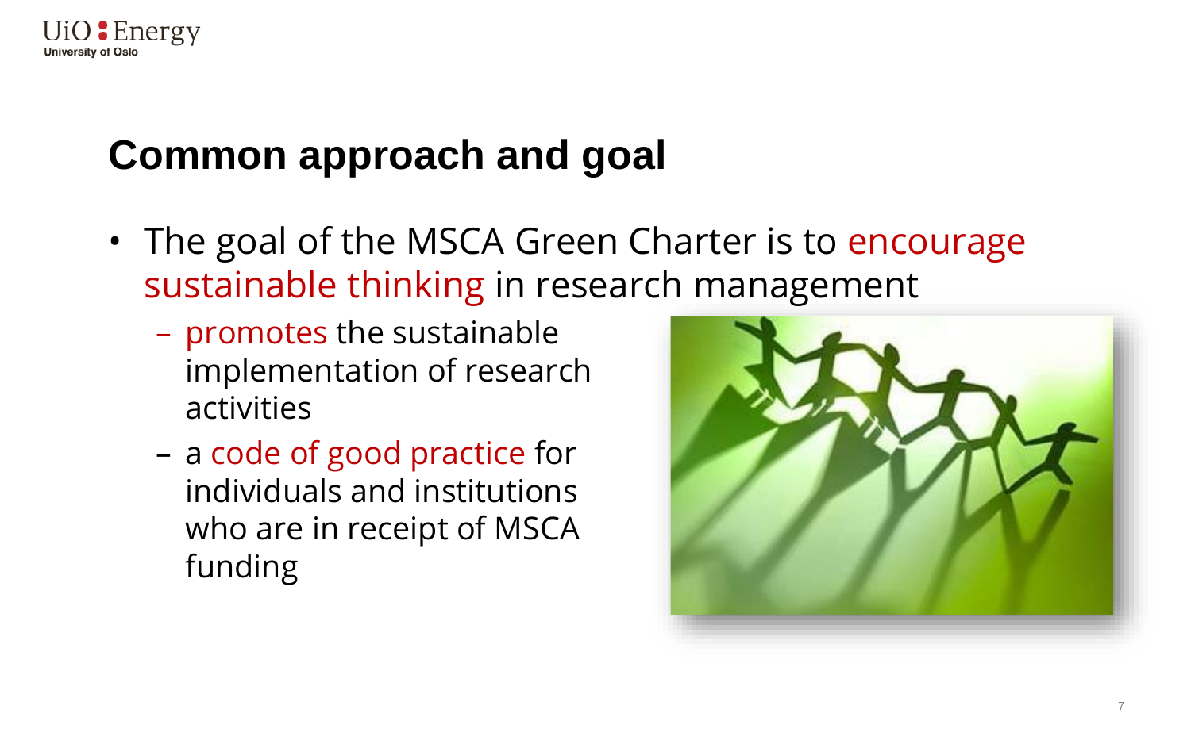## Common approach and goal

- The goal of the MSCA Green Charter is to encourage sustainable thinking in research management
  - promotes the sustainable implementation of research activities
  - a code of good practice for individuals and institutions who are in receipt of MSCA funding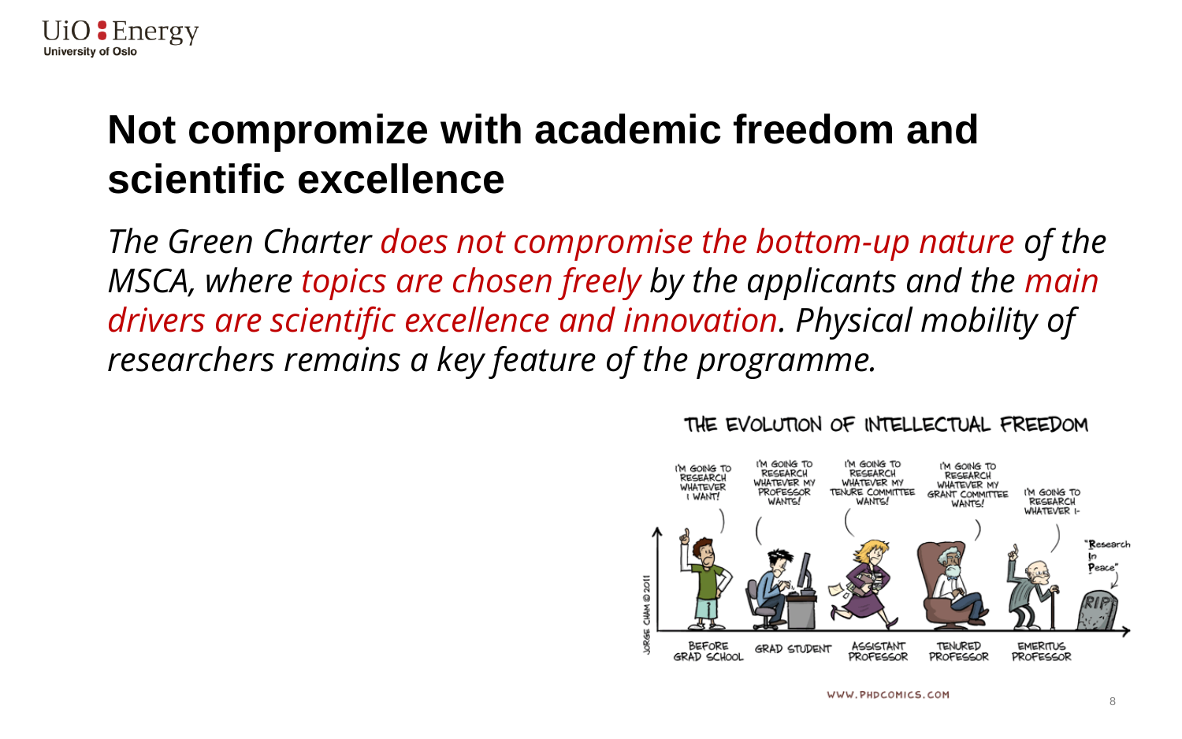# Not compromize with academic freedom and scientific excellence

*The Green Charter does not compromise the bottom-up nature of the MSCA, where topics are chosen freely by the applicants and the main drivers are scientific excellence and innovation. Physical mobility of researchers remains a key feature of the programme.*

THE EVOLUTION OF INTELLECTUAL FREEDOM

I'M GOING TO RESEARCH WHATEVER I WANT!

I'M GOING TO RESEARCH WHATEVER MY PROFESSOR WANTS!

I'M GOING TO RESEARCH WHATEVER MY TENURE COMMITTEE WANTS!

I'M GOING TO RESEARCH WHATEVER MY GRANT COMMITTEE WANTS!

I'M GOING TO RESEARCH WHATEVER I-

"Research In Peace"

RIP

BEFORE GRAD SCHOOL

GRAD STUDENT

ASSISTANT PROFESSOR

TENURED PROFESSOR

EMERITUS PROFESSOR

JORGE CHAM © 2011

WWW.PHDCOMICS.COM